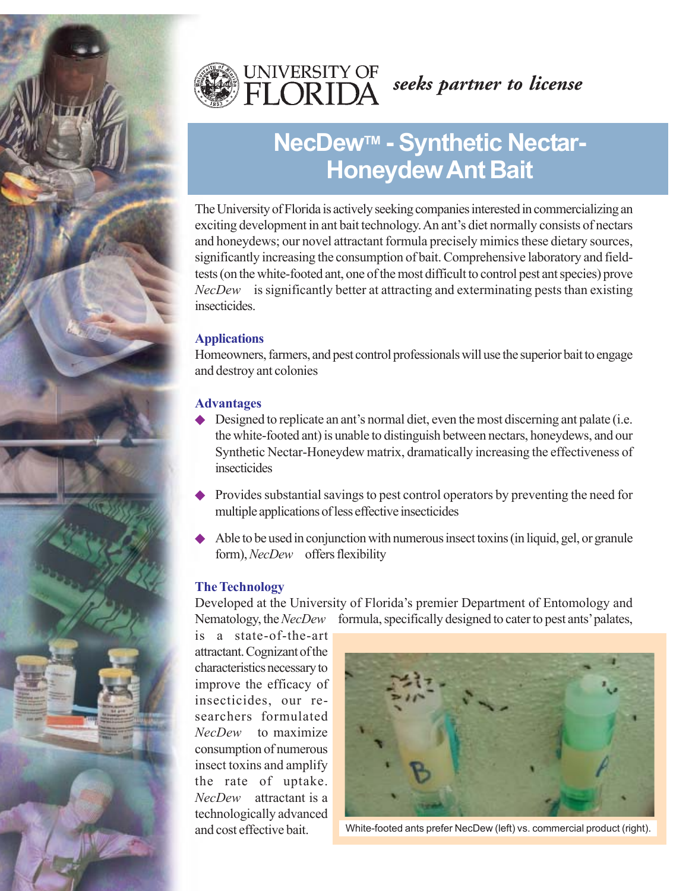UNIVERSITY OF FLORIDA *seeks partner to license*

# NecDew™ - Synthetic Nectar-Honeydew Ant Bait

The University of Florida is actively seeking companies interested in commercializing an exciting development in ant bait technology. An ant's diet normally consists of nectars and honeydews; our novel attractant formula precisely mimics these dietary sources, significantly increasing the consumption of bait. Comprehensive laboratory and field-tests (on the white-footed ant, one of the most difficult to control pest ant species) prove *NecDew* is significantly better at attracting and exterminating pests than existing insecticides.

## Applications

Homeowners, farmers, and pest control professionals will use the superior bait to engage and destroy ant colonies

## Advantages

- Designed to replicate an ant's normal diet, even the most discerning ant palate (i.e. the white-footed ant) is unable to distinguish between nectars, honeydews, and our Synthetic Nectar-Honeydew matrix, dramatically increasing the effectiveness of insecticides
- Provides substantial savings to pest control operators by preventing the need for multiple applications of less effective insecticides
- Able to be used in conjunction with numerous insect toxins (in liquid, gel, or granule form), *NecDew* offers flexibility

## The Technology

Developed at the University of Florida's premier Department of Entomology and Nematology, the *NecDew* formula, specifically designed to cater to pest ants' palates, is a state-of-the-art attractant. Cognizant of the characteristics necessary to improve the efficacy of insecticides, our researchers formulated *NecDew* to maximize consumption of numerous insect toxins and amplify the rate of uptake. *NecDew* attractant is a technologically advanced and cost effective bait.

White-footed ants prefer NecDew (left) vs. commercial product (right).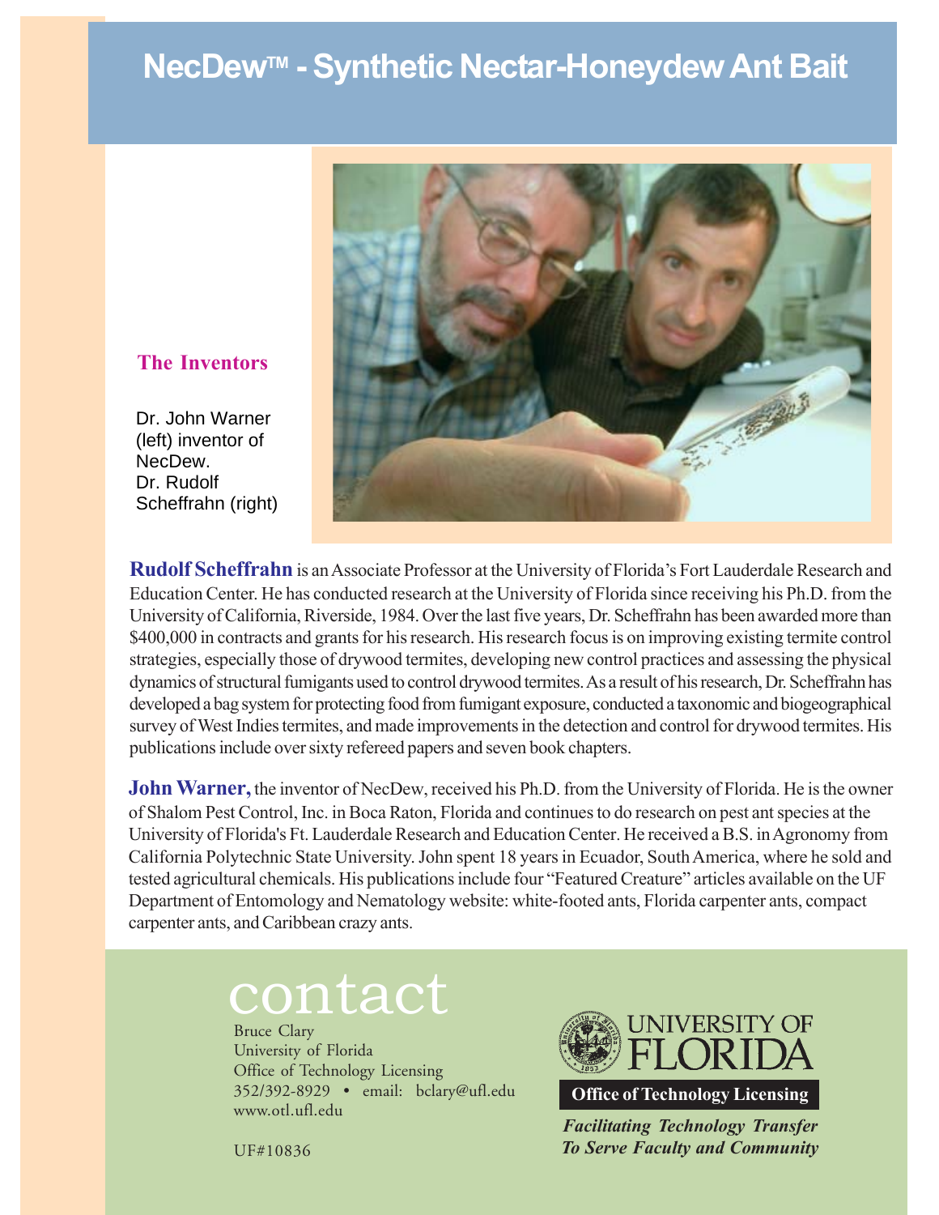# NecDew™ - Synthetic Nectar-Honeydew Ant Bait

### The Inventors

Dr. John Warner (left) inventor of NecDew.
Dr. Rudolf Scheffrahn (right)

**Rudolf Scheffrahn** is an Associate Professor at the University of Florida's Fort Lauderdale Research and Education Center. He has conducted research at the University of Florida since receiving his Ph.D. from the University of California, Riverside, 1984. Over the last five years, Dr. Scheffrahn has been awarded more than $400,000 in contracts and grants for his research. His research focus is on improving existing termite control strategies, especially those of drywood termites, developing new control practices and assessing the physical dynamics of structural fumigants used to control drywood termites. As a result of his research, Dr. Scheffrahn has developed a bag system for protecting food from fumigant exposure, conducted a taxonomic and biogeographical survey of West Indies termites, and made improvements in the detection and control for drywood termites. His publications include over sixty refereed papers and seven book chapters.

**John Warner,** the inventor of NecDew, received his Ph.D. from the University of Florida. He is the owner of Shalom Pest Control, Inc. in Boca Raton, Florida and continues to do research on pest ant species at the University of Florida's Ft. Lauderdale Research and Education Center. He received a B.S. in Agronomy from California Polytechnic State University. John spent 18 years in Ecuador, South America, where he sold and tested agricultural chemicals. His publications include four "Featured Creature" articles available on the UF Department of Entomology and Nematology website: white-footed ants, Florida carpenter ants, compact carpenter ants, and Caribbean crazy ants.

## contact

Bruce Clary
University of Florida
Office of Technology Licensing
352/392-8929 • email: bclary@ufl.edu
www.otl.ufl.edu

UF#10836

UNIVERSITY OF FLORIDA

**Office of Technology Licensing**

***Facilitating Technology Transfer To Serve Faculty and Community***